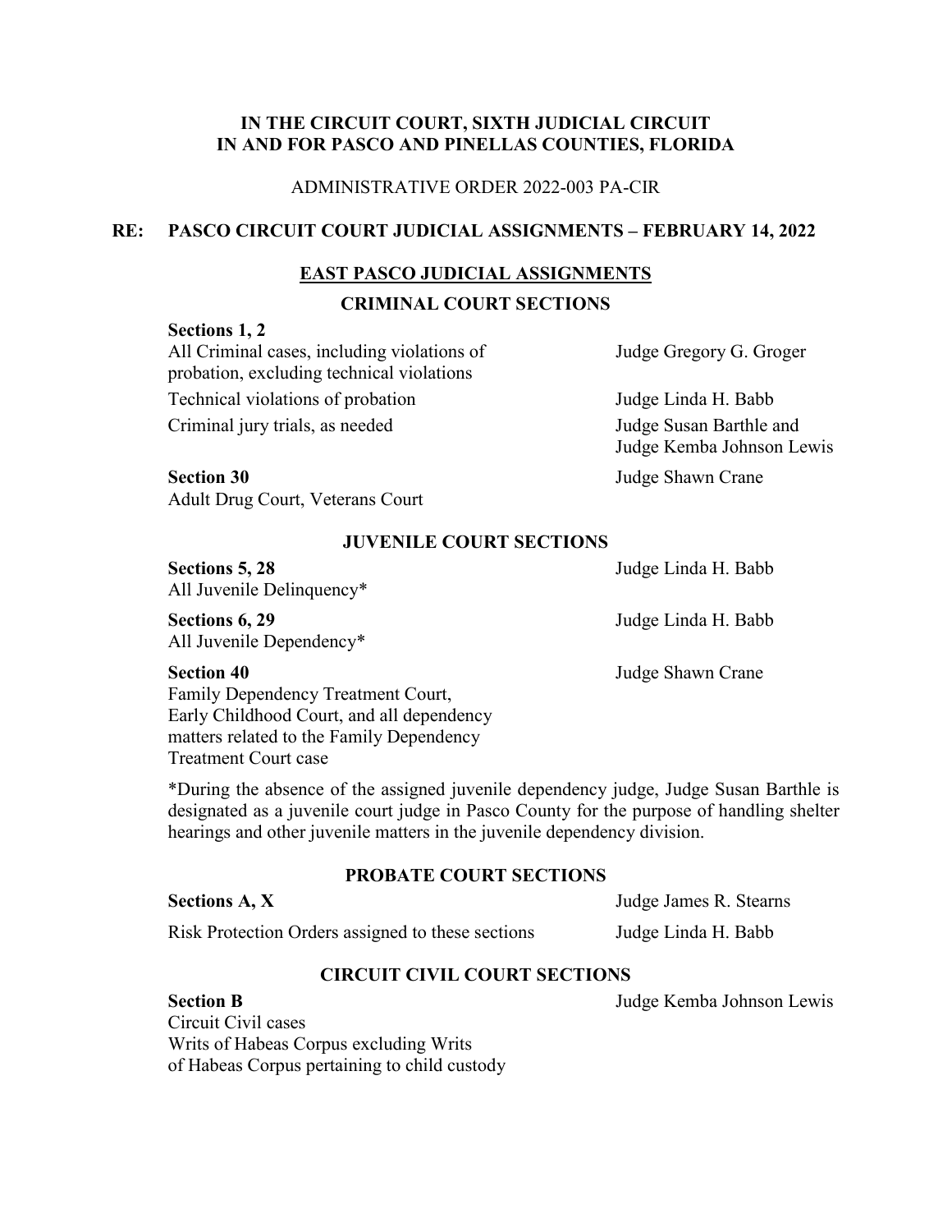**IN THE CIRCUIT COURT, SIXTH JUDICIAL CIRCUIT**
**IN AND FOR PASCO AND PINELLAS COUNTIES, FLORIDA**

ADMINISTRATIVE ORDER 2022-003 PA-CIR

**RE: PASCO CIRCUIT COURT JUDICIAL ASSIGNMENTS – FEBRUARY 14, 2022**

## EAST PASCO JUDICIAL ASSIGNMENTS

### CRIMINAL COURT SECTIONS

| Assignment | Judge |
|---|---|
| **Sections 1, 2**<br>All Criminal cases, including violations of probation, excluding technical violations | Judge Gregory G. Groger |
| Technical violations of probation | Judge Linda H. Babb |
| Criminal jury trials, as needed | Judge Susan Barthle and Judge Kemba Johnson Lewis |
| **Section 30**<br>Adult Drug Court, Veterans Court | Judge Shawn Crane |

### JUVENILE COURT SECTIONS

| Assignment | Judge |
|---|---|
| **Sections 5, 28**<br>All Juvenile Delinquency* | Judge Linda H. Babb |
| **Sections 6, 29**<br>All Juvenile Dependency* | Judge Linda H. Babb |
| **Section 40**<br>Family Dependency Treatment Court, Early Childhood Court, and all dependency matters related to the Family Dependency Treatment Court case | Judge Shawn Crane |

*During the absence of the assigned juvenile dependency judge, Judge Susan Barthle is designated as a juvenile court judge in Pasco County for the purpose of handling shelter hearings and other juvenile matters in the juvenile dependency division.

### PROBATE COURT SECTIONS

| Assignment | Judge |
|---|---|
| **Sections A, X** | Judge James R. Stearns |
| Risk Protection Orders assigned to these sections | Judge Linda H. Babb |

### CIRCUIT CIVIL COURT SECTIONS

| Assignment | Judge |
|---|---|
| **Section B**<br>Circuit Civil cases<br>Writs of Habeas Corpus excluding Writs of Habeas Corpus pertaining to child custody | Judge Kemba Johnson Lewis |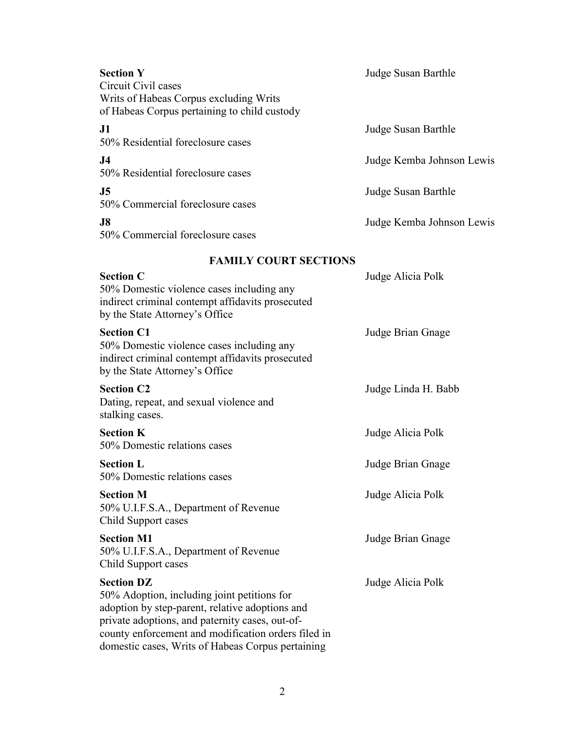**Section Y**
Circuit Civil cases
Writs of Habeas Corpus excluding Writs of Habeas Corpus pertaining to child custody — Judge Susan Barthle

**J1**
50% Residential foreclosure cases — Judge Susan Barthle

**J4**
50% Residential foreclosure cases — Judge Kemba Johnson Lewis

**J5**
50% Commercial foreclosure cases — Judge Susan Barthle

**J8**
50% Commercial foreclosure cases — Judge Kemba Johnson Lewis

## FAMILY COURT SECTIONS

**Section C**
50% Domestic violence cases including any indirect criminal contempt affidavits prosecuted by the State Attorney's Office — Judge Alicia Polk

**Section C1**
50% Domestic violence cases including any indirect criminal contempt affidavits prosecuted by the State Attorney's Office — Judge Brian Gnage

**Section C2**
Dating, repeat, and sexual violence and stalking cases. — Judge Linda H. Babb

**Section K**
50% Domestic relations cases — Judge Alicia Polk

**Section L**
50% Domestic relations cases — Judge Brian Gnage

**Section M**
50% U.I.F.S.A., Department of Revenue Child Support cases — Judge Alicia Polk

**Section M1**
50% U.I.F.S.A., Department of Revenue Child Support cases — Judge Brian Gnage

**Section DZ**
50% Adoption, including joint petitions for adoption by step-parent, relative adoptions and private adoptions, and paternity cases, out-of-county enforcement and modification orders filed in domestic cases, Writs of Habeas Corpus pertaining — Judge Alicia Polk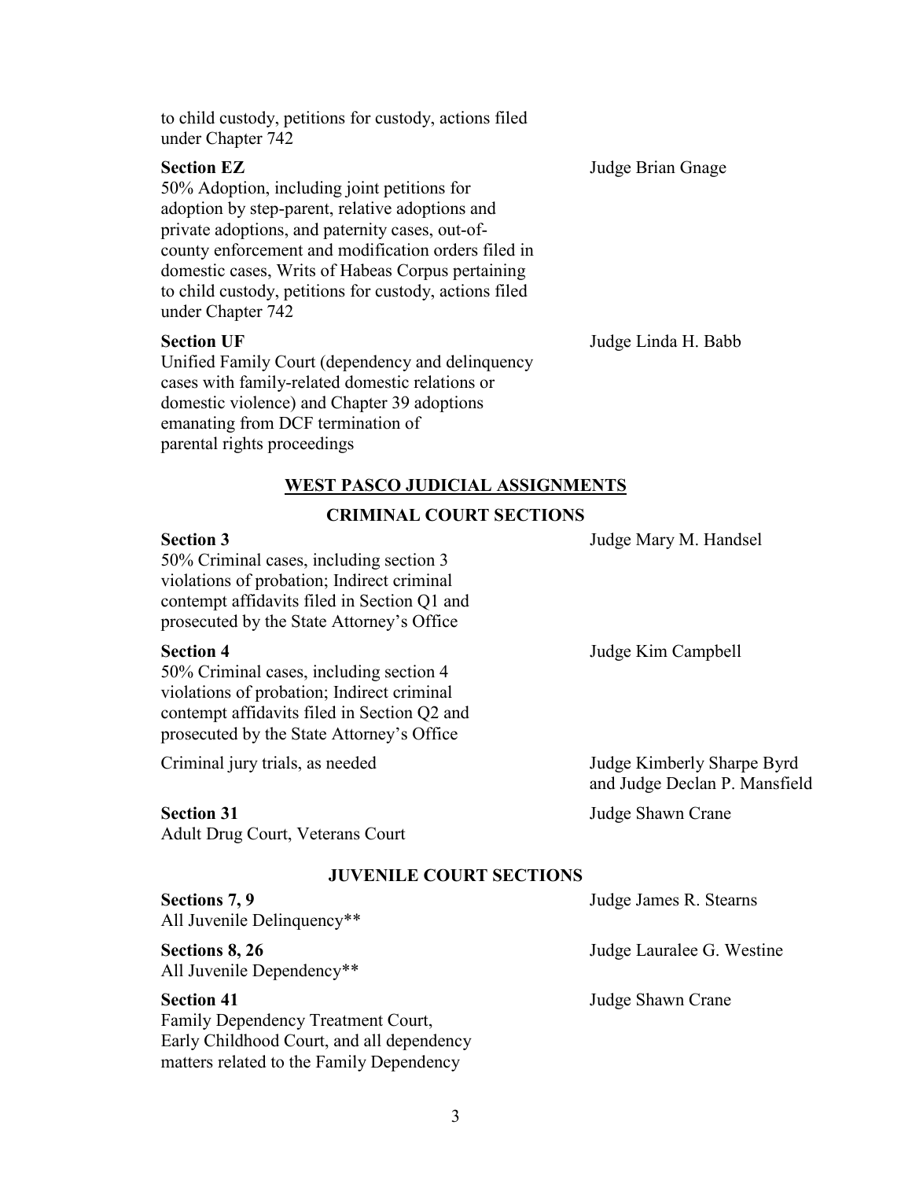to child custody, petitions for custody, actions filed under Chapter 742

**Section EZ** — Judge Brian Gnage

50% Adoption, including joint petitions for adoption by step-parent, relative adoptions and private adoptions, and paternity cases, out-of-county enforcement and modification orders filed in domestic cases, Writs of Habeas Corpus pertaining to child custody, petitions for custody, actions filed under Chapter 742

**Section UF** — Judge Linda H. Babb

Unified Family Court (dependency and delinquency cases with family-related domestic relations or domestic violence) and Chapter 39 adoptions emanating from DCF termination of parental rights proceedings

## WEST PASCO JUDICIAL ASSIGNMENTS

### CRIMINAL COURT SECTIONS

**Section 3** — Judge Mary M. Handsel

50% Criminal cases, including section 3 violations of probation; Indirect criminal contempt affidavits filed in Section Q1 and prosecuted by the State Attorney's Office

**Section 4** — Judge Kim Campbell

50% Criminal cases, including section 4 violations of probation; Indirect criminal contempt affidavits filed in Section Q2 and prosecuted by the State Attorney's Office

Criminal jury trials, as needed — Judge Kimberly Sharpe Byrd and Judge Declan P. Mansfield

**Section 31** — Judge Shawn Crane

Adult Drug Court, Veterans Court

### JUVENILE COURT SECTIONS

**Sections 7, 9** — Judge James R. Stearns

All Juvenile Delinquency**

**Sections 8, 26** — Judge Lauralee G. Westine

All Juvenile Dependency**

**Section 41** — Judge Shawn Crane

Family Dependency Treatment Court, Early Childhood Court, and all dependency matters related to the Family Dependency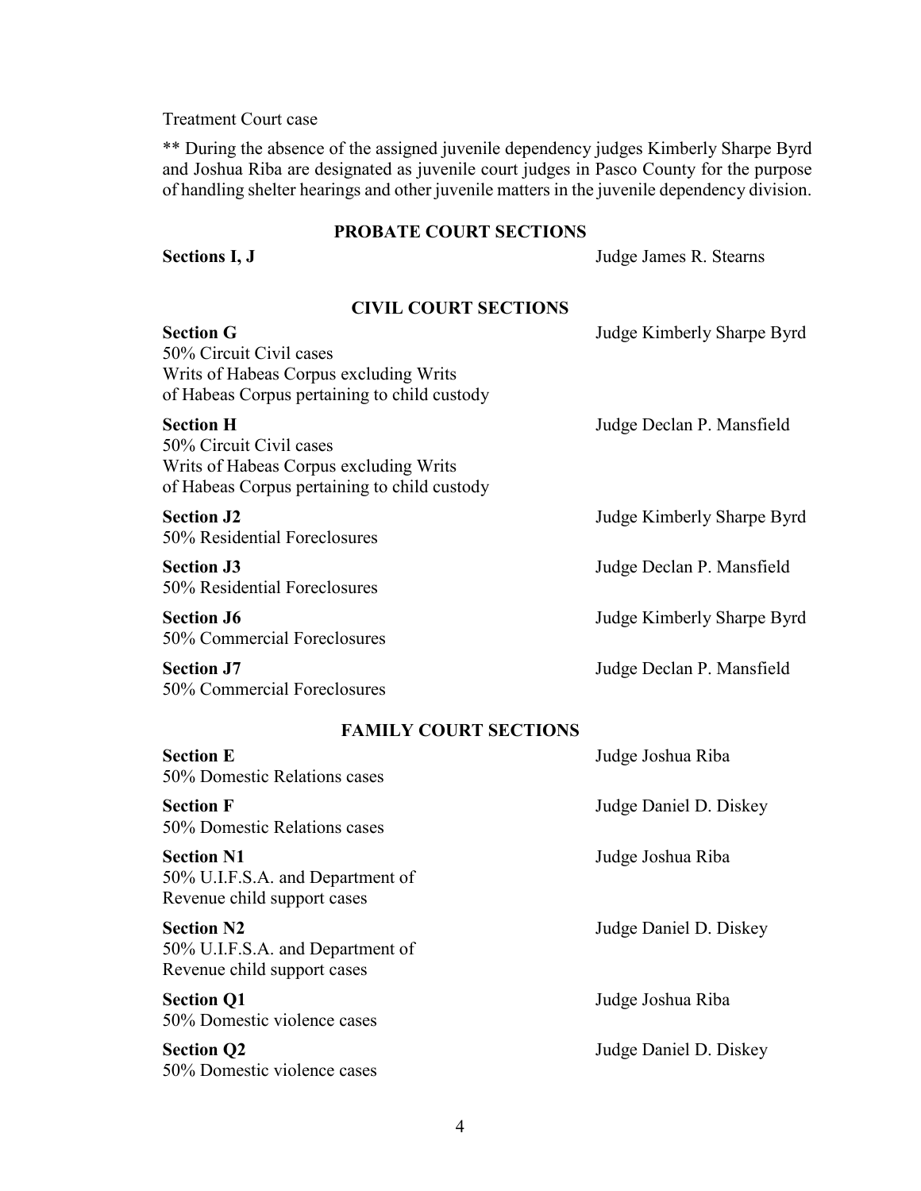Treatment Court case

** During the absence of the assigned juvenile dependency judges Kimberly Sharpe Byrd and Joshua Riba are designated as juvenile court judges in Pasco County for the purpose of handling shelter hearings and other juvenile matters in the juvenile dependency division.

## PROBATE COURT SECTIONS

**Sections I, J** — Judge James R. Stearns

## CIVIL COURT SECTIONS

**Section G** — Judge Kimberly Sharpe Byrd
50% Circuit Civil cases
Writs of Habeas Corpus excluding Writs of Habeas Corpus pertaining to child custody

**Section H** — Judge Declan P. Mansfield
50% Circuit Civil cases
Writs of Habeas Corpus excluding Writs of Habeas Corpus pertaining to child custody

**Section J2** — Judge Kimberly Sharpe Byrd
50% Residential Foreclosures

**Section J3** — Judge Declan P. Mansfield
50% Residential Foreclosures

**Section J6** — Judge Kimberly Sharpe Byrd
50% Commercial Foreclosures

**Section J7** — Judge Declan P. Mansfield
50% Commercial Foreclosures

## FAMILY COURT SECTIONS

**Section E** — Judge Joshua Riba
50% Domestic Relations cases

**Section F** — Judge Daniel D. Diskey
50% Domestic Relations cases

**Section N1** — Judge Joshua Riba
50% U.I.F.S.A. and Department of Revenue child support cases

**Section N2** — Judge Daniel D. Diskey
50% U.I.F.S.A. and Department of Revenue child support cases

**Section Q1** — Judge Joshua Riba
50% Domestic violence cases

**Section Q2** — Judge Daniel D. Diskey
50% Domestic violence cases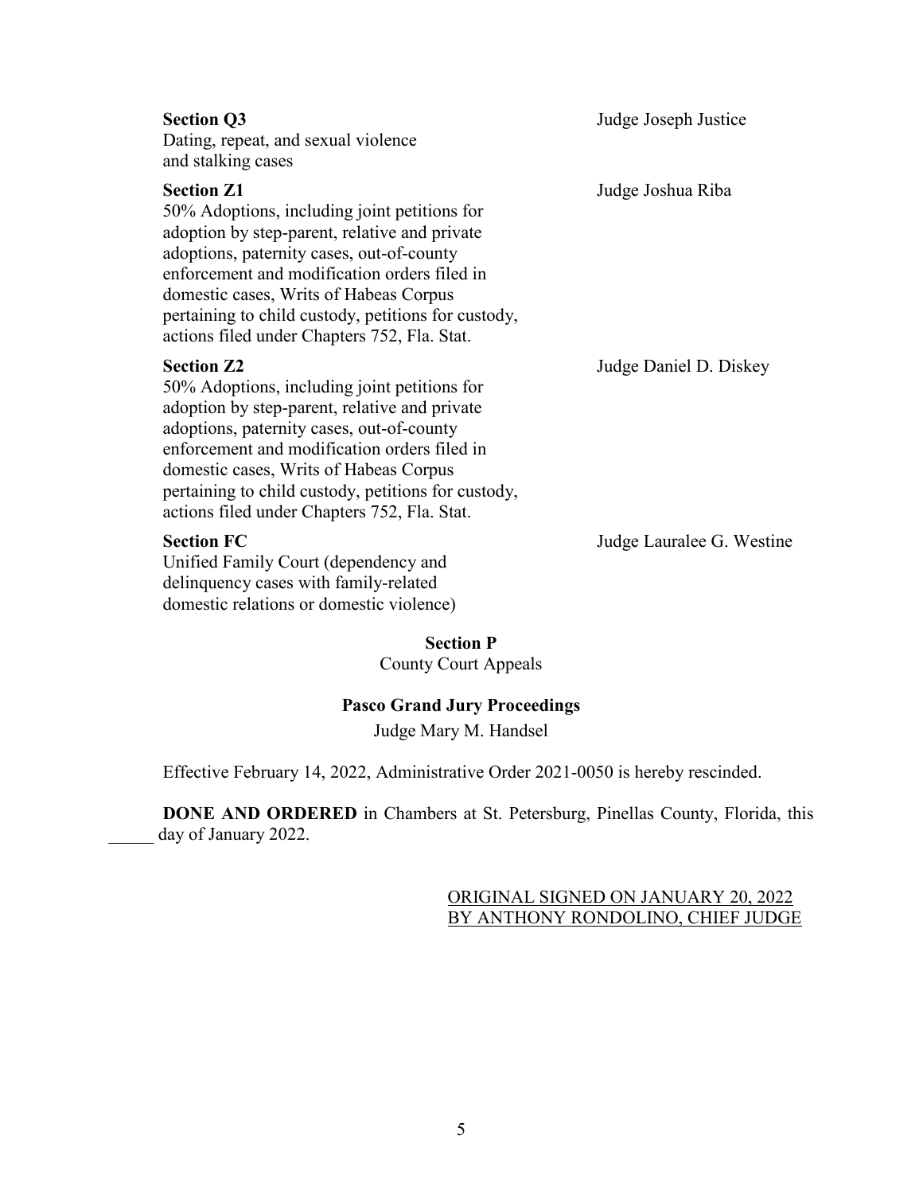**Section Q3**
Dating, repeat, and sexual violence and stalking cases

Judge Joseph Justice

**Section Z1**
50% Adoptions, including joint petitions for adoption by step-parent, relative and private adoptions, paternity cases, out-of-county enforcement and modification orders filed in domestic cases, Writs of Habeas Corpus pertaining to child custody, petitions for custody, actions filed under Chapters 752, Fla. Stat.

Judge Joshua Riba

**Section Z2**
50% Adoptions, including joint petitions for adoption by step-parent, relative and private adoptions, paternity cases, out-of-county enforcement and modification orders filed in domestic cases, Writs of Habeas Corpus pertaining to child custody, petitions for custody, actions filed under Chapters 752, Fla. Stat.

Judge Daniel D. Diskey

**Section FC**
Unified Family Court (dependency and delinquency cases with family-related domestic relations or domestic violence)

Judge Lauralee G. Westine

**Section P**
County Court Appeals

**Pasco Grand Jury Proceedings**
Judge Mary M. Handsel

Effective February 14, 2022, Administrative Order 2021-0050 is hereby rescinded.

**DONE AND ORDERED** in Chambers at St. Petersburg, Pinellas County, Florida, this _____ day of January 2022.

ORIGINAL SIGNED ON JANUARY 20, 2022
BY ANTHONY RONDOLINO, CHIEF JUDGE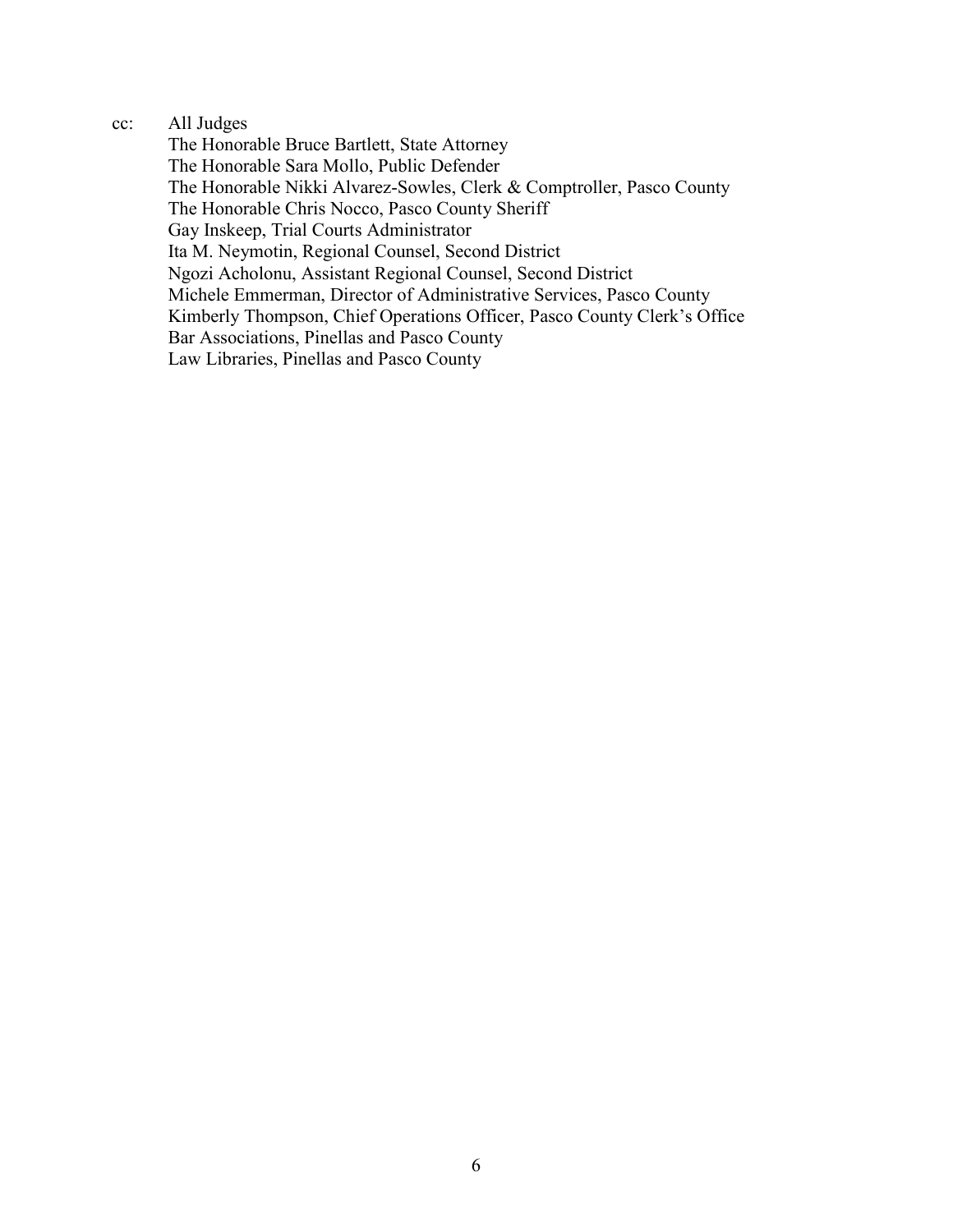cc: All Judges
The Honorable Bruce Bartlett, State Attorney
The Honorable Sara Mollo, Public Defender
The Honorable Nikki Alvarez-Sowles, Clerk & Comptroller, Pasco County
The Honorable Chris Nocco, Pasco County Sheriff
Gay Inskeep, Trial Courts Administrator
Ita M. Neymotin, Regional Counsel, Second District
Ngozi Acholonu, Assistant Regional Counsel, Second District
Michele Emmerman, Director of Administrative Services, Pasco County
Kimberly Thompson, Chief Operations Officer, Pasco County Clerk's Office
Bar Associations, Pinellas and Pasco County
Law Libraries, Pinellas and Pasco County